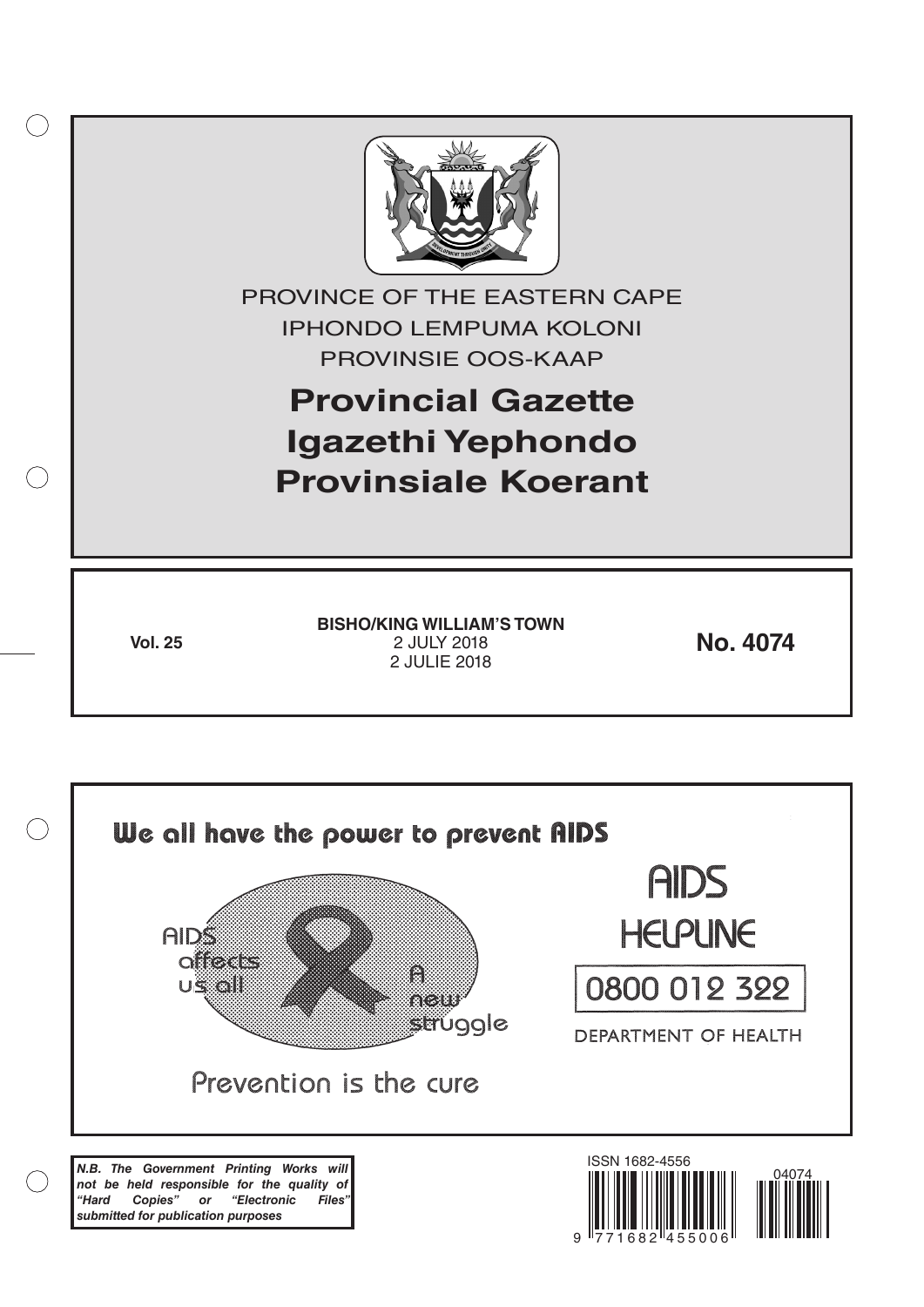PROVINCE OF THE EASTERN CAPE
IPHONDO LEMPUMA KOLONI
PROVINSIE OOS-KAAP

# Provincial Gazette
# Igazethi Yephondo
# Provinsiale Koerant

**Vol. 25**

**BISHO/KING WILLIAM'S TOWN**
2 JULY 2018
2 JULIE 2018

**No. 4074**

We all have the power to prevent AIDS

AIDS affects us all

A new struggle

Prevention is the cure

AIDS HELPLINE

0800 012 322

DEPARTMENT OF HEALTH

***N.B. The Government Printing Works will not be held responsible for the quality of "Hard Copies" or "Electronic Files" submitted for publication purposes***

ISSN 1682-4556

04074

9 771682 455006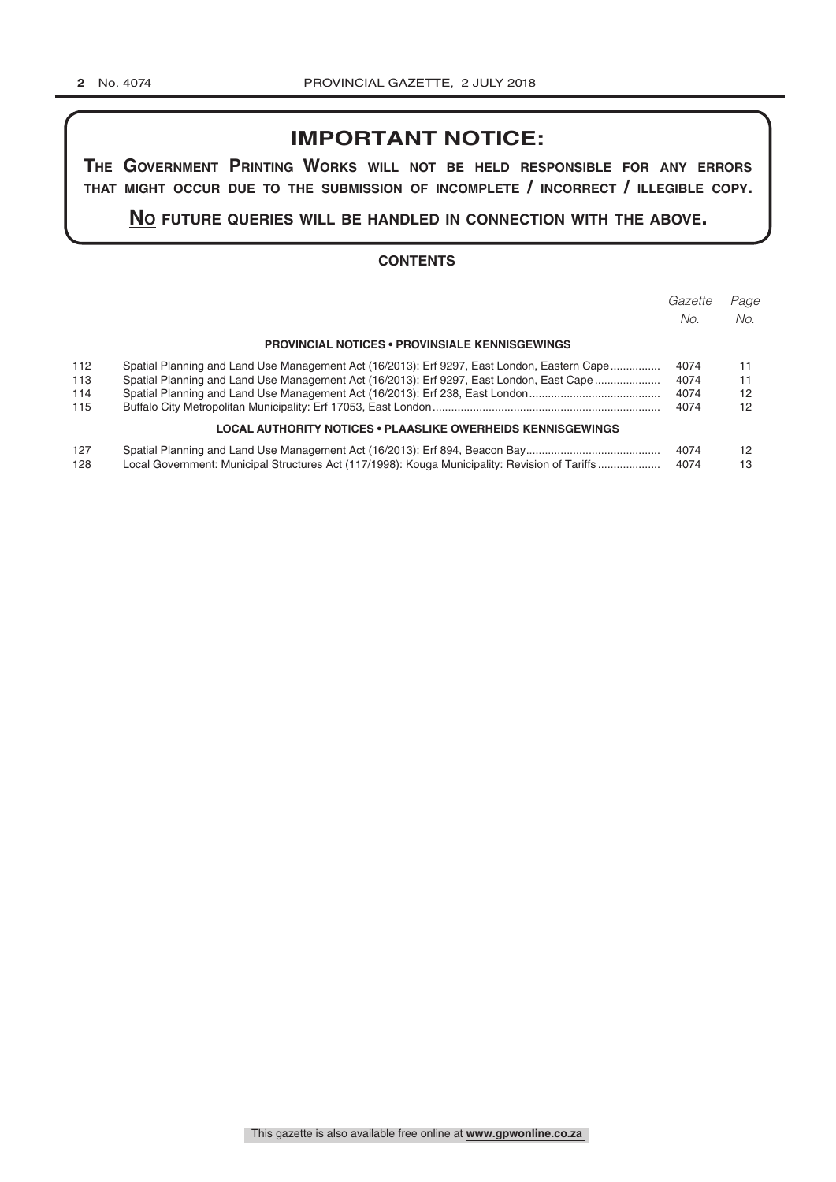## IMPORTANT NOTICE:

**THE GOVERNMENT PRINTING WORKS WILL NOT BE HELD RESPONSIBLE FOR ANY ERRORS THAT MIGHT OCCUR DUE TO THE SUBMISSION OF INCOMPLETE / INCORRECT / ILLEGIBLE COPY.**

**NO FUTURE QUERIES WILL BE HANDLED IN CONNECTION WITH THE ABOVE.**

### CONTENTS

| | | *Gazette No.* | *Page No.* |
|---|---|---|---|
| | **PROVINCIAL NOTICES • PROVINSIALE KENNISGEWINGS** | | |
| 112 | Spatial Planning and Land Use Management Act (16/2013): Erf 9297, East London, Eastern Cape | 4074 | 11 |
| 113 | Spatial Planning and Land Use Management Act (16/2013): Erf 9297, East London, East Cape | 4074 | 11 |
| 114 | Spatial Planning and Land Use Management Act (16/2013): Erf 238, East London | 4074 | 12 |
| 115 | Buffalo City Metropolitan Municipality: Erf 17053, East London | 4074 | 12 |
| | **LOCAL AUTHORITY NOTICES • PLAASLIKE OWERHEIDS KENNISGEWINGS** | | |
| 127 | Spatial Planning and Land Use Management Act (16/2013): Erf 894, Beacon Bay | 4074 | 12 |
| 128 | Local Government: Municipal Structures Act (117/1998): Kouga Municipality: Revision of Tariffs | 4074 | 13 |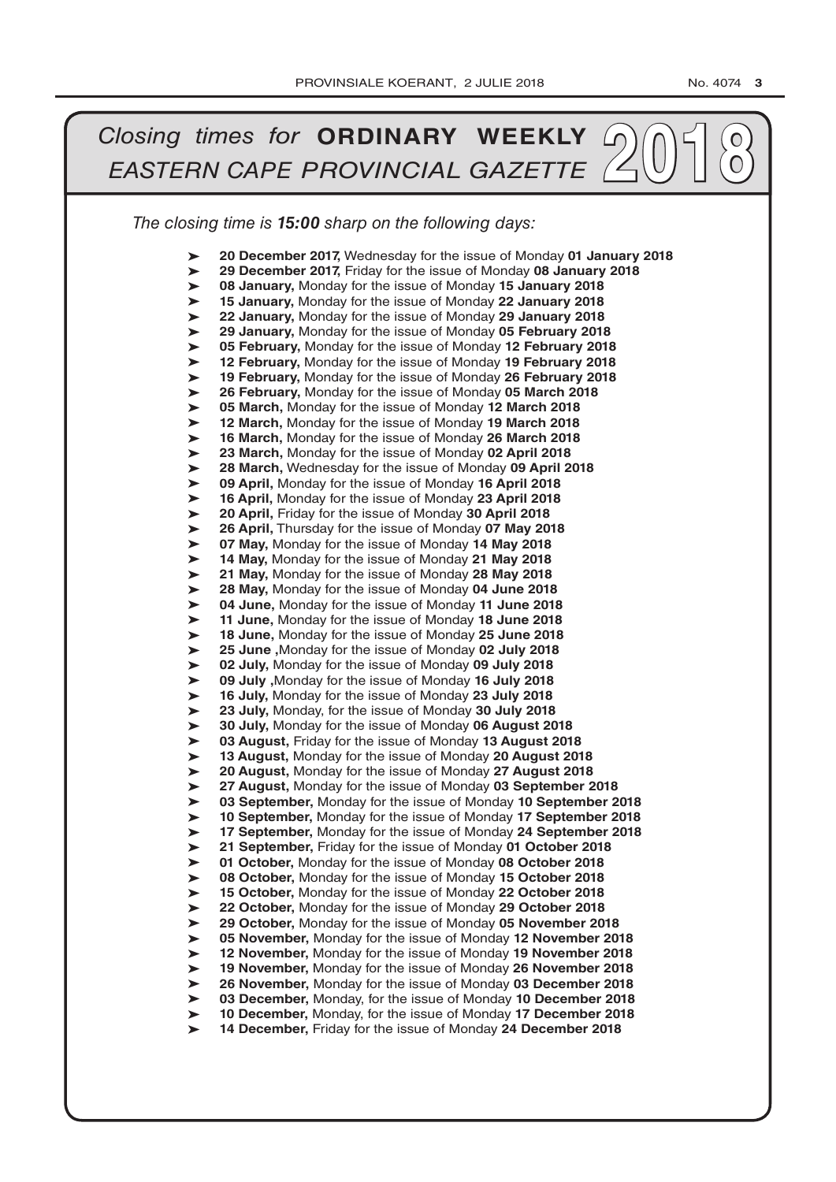# *Closing times for* **ORDINARY WEEKLY** *EASTERN CAPE PROVINCIAL GAZETTE* 2018

*The closing time is **15:00** sharp on the following days:*

- **20 December 2017,** Wednesday for the issue of Monday **01 January 2018**
- **29 December 2017,** Friday for the issue of Monday **08 January 2018**
- **08 January,** Monday for the issue of Monday **15 January 2018**
- **15 January,** Monday for the issue of Monday **22 January 2018**
- **22 January,** Monday for the issue of Monday **29 January 2018**
- **29 January,** Monday for the issue of Monday **05 February 2018**
- **05 February,** Monday for the issue of Monday **12 February 2018**
- **12 February,** Monday for the issue of Monday **19 February 2018**
- **19 February,** Monday for the issue of Monday **26 February 2018**
- **26 February,** Monday for the issue of Monday **05 March 2018**
- **05 March,** Monday for the issue of Monday **12 March 2018**
- **12 March,** Monday for the issue of Monday **19 March 2018**
- **16 March,** Monday for the issue of Monday **26 March 2018**
- **23 March,** Monday for the issue of Monday **02 April 2018**
- **28 March,** Wednesday for the issue of Monday **09 April 2018**
- **09 April,** Monday for the issue of Monday **16 April 2018**
- **16 April,** Monday for the issue of Monday **23 April 2018**
- **20 April,** Friday for the issue of Monday **30 April 2018**
- **26 April,** Thursday for the issue of Monday **07 May 2018**
- **07 May,** Monday for the issue of Monday **14 May 2018**
- **14 May,** Monday for the issue of Monday **21 May 2018**
- **21 May,** Monday for the issue of Monday **28 May 2018**
- **28 May,** Monday for the issue of Monday **04 June 2018**
- **04 June,** Monday for the issue of Monday **11 June 2018**
- **11 June,** Monday for the issue of Monday **18 June 2018**
- **18 June,** Monday for the issue of Monday **25 June 2018**
- **25 June ,**Monday for the issue of Monday **02 July 2018**
- **02 July,** Monday for the issue of Monday **09 July 2018**
- **09 July ,**Monday for the issue of Monday **16 July 2018**
- **16 July,** Monday for the issue of Monday **23 July 2018**
- **23 July,** Monday, for the issue of Monday **30 July 2018**
- **30 July,** Monday for the issue of Monday **06 August 2018**
- **03 August,** Friday for the issue of Monday **13 August 2018**
- **13 August,** Monday for the issue of Monday **20 August 2018**
- **20 August,** Monday for the issue of Monday **27 August 2018**
- **27 August,** Monday for the issue of Monday **03 September 2018**
- **03 September,** Monday for the issue of Monday **10 September 2018**
- **10 September,** Monday for the issue of Monday **17 September 2018**
- **17 September,** Monday for the issue of Monday **24 September 2018**
- **21 September,** Friday for the issue of Monday **01 October 2018**
- **01 October,** Monday for the issue of Monday **08 October 2018**
- **08 October,** Monday for the issue of Monday **15 October 2018**
- **15 October,** Monday for the issue of Monday **22 October 2018**
- **22 October,** Monday for the issue of Monday **29 October 2018**
- **29 October,** Monday for the issue of Monday **05 November 2018**
- **05 November,** Monday for the issue of Monday **12 November 2018**
- **12 November,** Monday for the issue of Monday **19 November 2018**
- **19 November,** Monday for the issue of Monday **26 November 2018**
- **26 November,** Monday for the issue of Monday **03 December 2018**
- **03 December,** Monday, for the issue of Monday **10 December 2018**
- **10 December,** Monday, for the issue of Monday **17 December 2018**
- **14 December,** Friday for the issue of Monday **24 December 2018**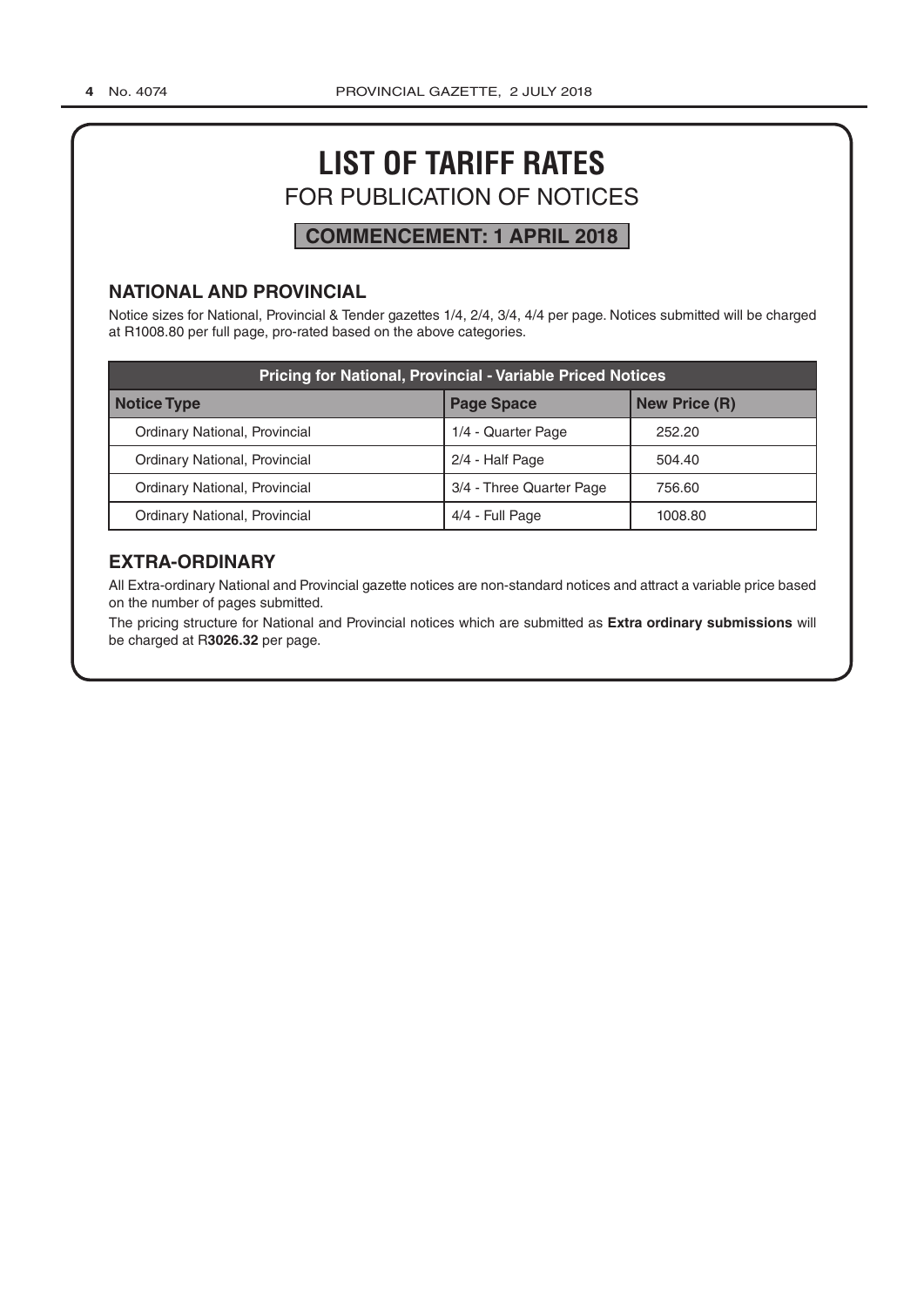# LIST OF TARIFF RATES

## FOR PUBLICATION OF NOTICES

**COMMENCEMENT: 1 APRIL 2018**

### NATIONAL AND PROVINCIAL

Notice sizes for National, Provincial & Tender gazettes 1/4, 2/4, 3/4, 4/4 per page. Notices submitted will be charged at R1008.80 per full page, pro-rated based on the above categories.

| Pricing for National, Provincial - Variable Priced Notices | | |
|---|---|---|
| **Notice Type** | **Page Space** | **New Price (R)** |
| Ordinary National, Provincial | 1/4 - Quarter Page | 252.20 |
| Ordinary National, Provincial | 2/4 - Half Page | 504.40 |
| Ordinary National, Provincial | 3/4 - Three Quarter Page | 756.60 |
| Ordinary National, Provincial | 4/4 - Full Page | 1008.80 |

### EXTRA-ORDINARY

All Extra-ordinary National and Provincial gazette notices are non-standard notices and attract a variable price based on the number of pages submitted.

The pricing structure for National and Provincial notices which are submitted as **Extra ordinary submissions** will be charged at R**3026.32** per page.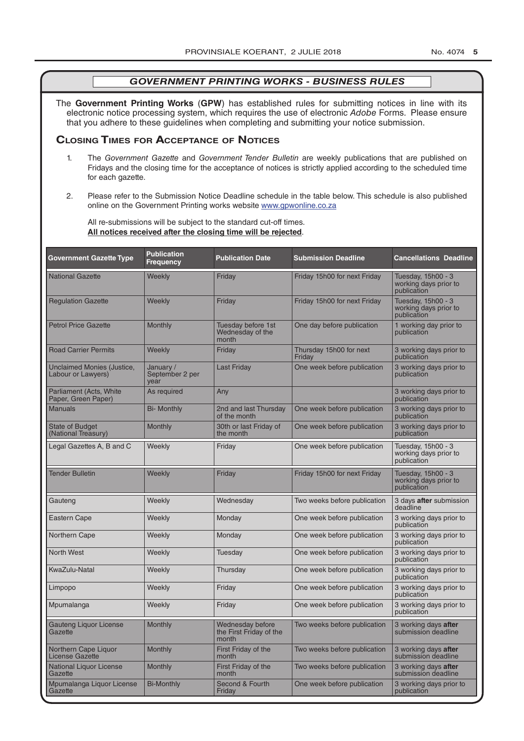## *GOVERNMENT PRINTING WORKS - BUSINESS RULES*

The **Government Printing Works** (**GPW**) has established rules for submitting notices in line with its electronic notice processing system, which requires the use of electronic *Adobe* Forms. Please ensure that you adhere to these guidelines when completing and submitting your notice submission.

### Closing Times for Acceptance of Notices

1. The *Government Gazette* and *Government Tender Bulletin* are weekly publications that are published on Fridays and the closing time for the acceptance of notices is strictly applied according to the scheduled time for each gazette.
2. Please refer to the Submission Notice Deadline schedule in the table below. This schedule is also published online on the Government Printing works website www.gpwonline.co.za

All re-submissions will be subject to the standard cut-off times.
**All notices received after the closing time will be rejected**.

| Government Gazette Type | Publication Frequency | Publication Date | Submission Deadline | Cancellations Deadline |
|---|---|---|---|---|
| National Gazette | Weekly | Friday | Friday 15h00 for next Friday | Tuesday, 15h00 - 3 working days prior to publication |
| Regulation Gazette | Weekly | Friday | Friday 15h00 for next Friday | Tuesday, 15h00 - 3 working days prior to publication |
| Petrol Price Gazette | Monthly | Tuesday before 1st Wednesday of the month | One day before publication | 1 working day prior to publication |
| Road Carrier Permits | Weekly | Friday | Thursday 15h00 for next Friday | 3 working days prior to publication |
| Unclaimed Monies (Justice, Labour or Lawyers) | January / September 2 per year | Last Friday | One week before publication | 3 working days prior to publication |
| Parliament (Acts, White Paper, Green Paper) | As required | Any | | 3 working days prior to publication |
| Manuals | Bi- Monthly | 2nd and last Thursday of the month | One week before publication | 3 working days prior to publication |
| State of Budget (National Treasury) | Monthly | 30th or last Friday of the month | One week before publication | 3 working days prior to publication |
| Legal Gazettes A, B and C | Weekly | Friday | One week before publication | Tuesday, 15h00 - 3 working days prior to publication |
| Tender Bulletin | Weekly | Friday | Friday 15h00 for next Friday | Tuesday, 15h00 - 3 working days prior to publication |
| Gauteng | Weekly | Wednesday | Two weeks before publication | 3 days **after** submission deadline |
| Eastern Cape | Weekly | Monday | One week before publication | 3 working days prior to publication |
| Northern Cape | Weekly | Monday | One week before publication | 3 working days prior to publication |
| North West | Weekly | Tuesday | One week before publication | 3 working days prior to publication |
| KwaZulu-Natal | Weekly | Thursday | One week before publication | 3 working days prior to publication |
| Limpopo | Weekly | Friday | One week before publication | 3 working days prior to publication |
| Mpumalanga | Weekly | Friday | One week before publication | 3 working days prior to publication |
| Gauteng Liquor License Gazette | Monthly | Wednesday before the First Friday of the month | Two weeks before publication | 3 working days **after** submission deadline |
| Northern Cape Liquor License Gazette | Monthly | First Friday of the month | Two weeks before publication | 3 working days **after** submission deadline |
| National Liquor License Gazette | Monthly | First Friday of the month | Two weeks before publication | 3 working days **after** submission deadline |
| Mpumalanga Liquor License Gazette | Bi-Monthly | Second & Fourth Friday | One week before publication | 3 working days prior to publication |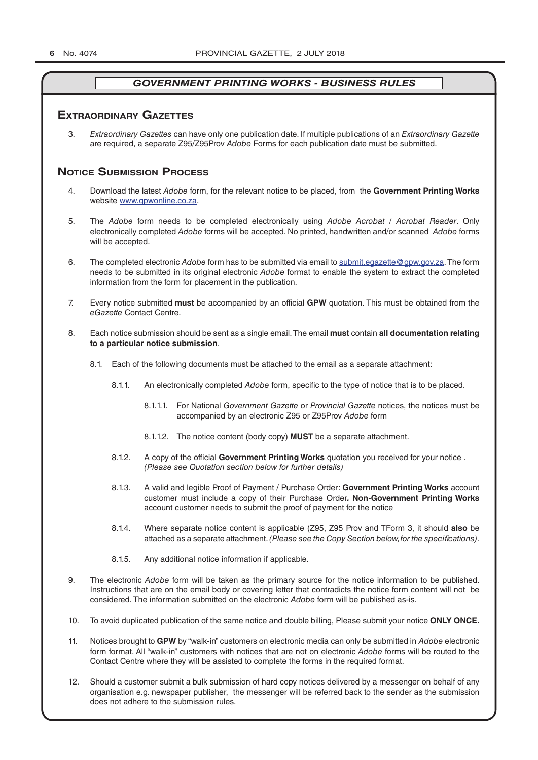## GOVERNMENT PRINTING WORKS - BUSINESS RULES

### Extraordinary Gazettes

3. *Extraordinary Gazettes* can have only one publication date. If multiple publications of an *Extraordinary Gazette* are required, a separate Z95/Z95Prov *Adobe* Forms for each publication date must be submitted.

### Notice Submission Process

4. Download the latest *Adobe* form, for the relevant notice to be placed, from the **Government Printing Works** website www.gpwonline.co.za.

5. The *Adobe* form needs to be completed electronically using *Adobe Acrobat* / *Acrobat Reader*. Only electronically completed *Adobe* forms will be accepted. No printed, handwritten and/or scanned *Adobe* forms will be accepted.

6. The completed electronic *Adobe* form has to be submitted via email to submit.egazette@gpw.gov.za. The form needs to be submitted in its original electronic *Adobe* format to enable the system to extract the completed information from the form for placement in the publication.

7. Every notice submitted **must** be accompanied by an official **GPW** quotation. This must be obtained from the *eGazette* Contact Centre.

8. Each notice submission should be sent as a single email. The email **must** contain **all documentation relating to a particular notice submission**.

   8.1. Each of the following documents must be attached to the email as a separate attachment:

   8.1.1. An electronically completed *Adobe* form, specific to the type of notice that is to be placed.

   8.1.1.1. For National *Government Gazette* or *Provincial Gazette* notices, the notices must be accompanied by an electronic Z95 or Z95Prov *Adobe* form

   8.1.1.2. The notice content (body copy) **MUST** be a separate attachment.

   8.1.2. A copy of the official **Government Printing Works** quotation you received for your notice . *(Please see Quotation section below for further details)*

   8.1.3. A valid and legible Proof of Payment / Purchase Order: **Government Printing Works** account customer must include a copy of their Purchase Order**. Non**-**Government Printing Works** account customer needs to submit the proof of payment for the notice

   8.1.4. Where separate notice content is applicable (Z95, Z95 Prov and TForm 3, it should **also** be attached as a separate attachment. *(Please see the Copy Section below, for the specifications)*.

   8.1.5. Any additional notice information if applicable.

9. The electronic *Adobe* form will be taken as the primary source for the notice information to be published. Instructions that are on the email body or covering letter that contradicts the notice form content will not be considered. The information submitted on the electronic *Adobe* form will be published as-is.

10. To avoid duplicated publication of the same notice and double billing, Please submit your notice **ONLY ONCE.**

11. Notices brought to **GPW** by "walk-in" customers on electronic media can only be submitted in *Adobe* electronic form format. All "walk-in" customers with notices that are not on electronic *Adobe* forms will be routed to the Contact Centre where they will be assisted to complete the forms in the required format.

12. Should a customer submit a bulk submission of hard copy notices delivered by a messenger on behalf of any organisation e.g. newspaper publisher, the messenger will be referred back to the sender as the submission does not adhere to the submission rules.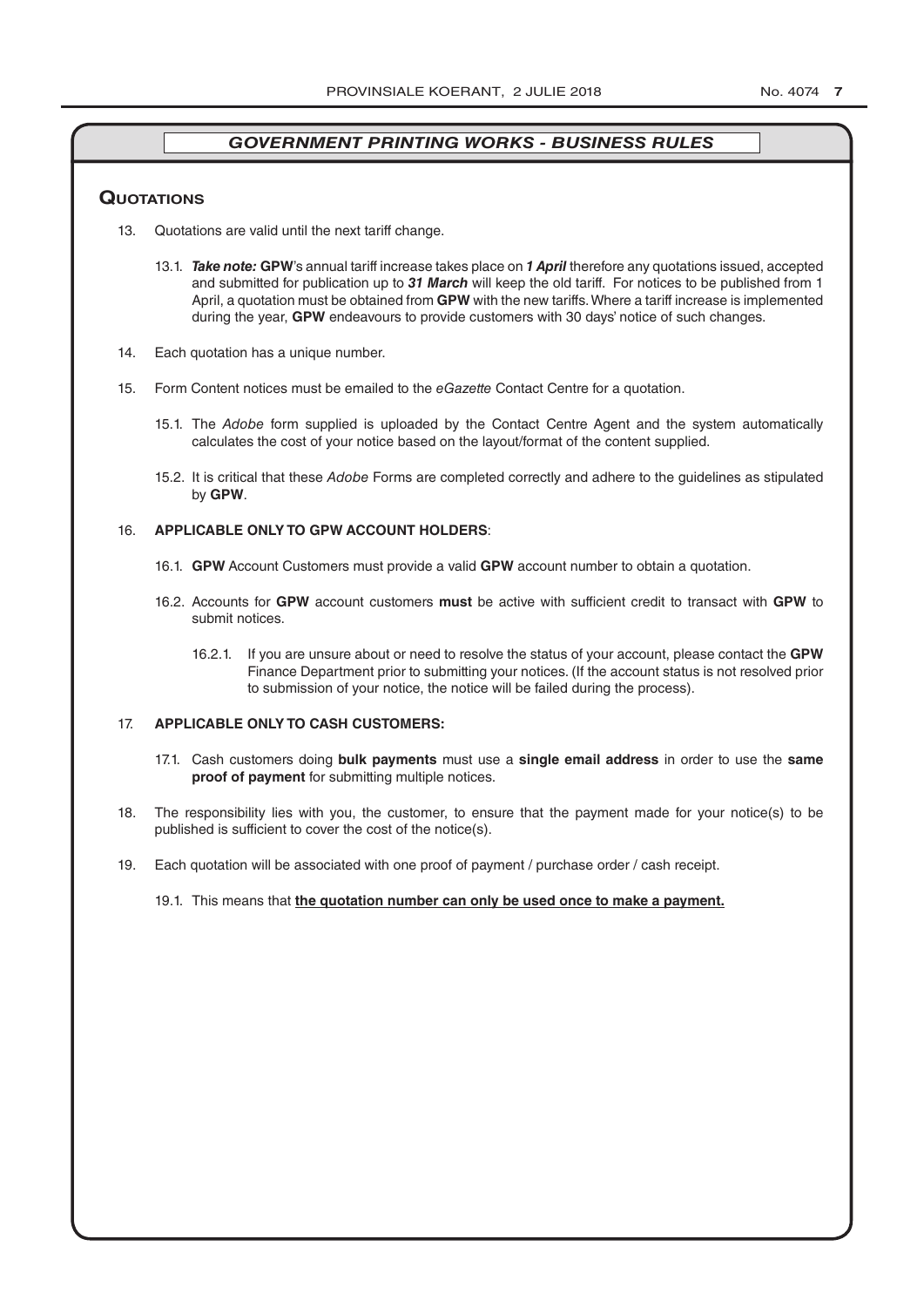## *GOVERNMENT PRINTING WORKS - BUSINESS RULES*

### Quotations

13. Quotations are valid until the next tariff change.

    13.1. ***Take note:*** **GPW**'s annual tariff increase takes place on ***1 April*** therefore any quotations issued, accepted and submitted for publication up to ***31 March*** will keep the old tariff. For notices to be published from 1 April, a quotation must be obtained from **GPW** with the new tariffs. Where a tariff increase is implemented during the year, **GPW** endeavours to provide customers with 30 days' notice of such changes.

14. Each quotation has a unique number.

15. Form Content notices must be emailed to the *eGazette* Contact Centre for a quotation.

    15.1. The *Adobe* form supplied is uploaded by the Contact Centre Agent and the system automatically calculates the cost of your notice based on the layout/format of the content supplied.

    15.2. It is critical that these *Adobe* Forms are completed correctly and adhere to the guidelines as stipulated by **GPW**.

16. **APPLICABLE ONLY TO GPW ACCOUNT HOLDERS**:

    16.1. **GPW** Account Customers must provide a valid **GPW** account number to obtain a quotation.

    16.2. Accounts for **GPW** account customers **must** be active with sufficient credit to transact with **GPW** to submit notices.

    16.2.1. If you are unsure about or need to resolve the status of your account, please contact the **GPW** Finance Department prior to submitting your notices. (If the account status is not resolved prior to submission of your notice, the notice will be failed during the process).

17. **APPLICABLE ONLY TO CASH CUSTOMERS:**

    17.1. Cash customers doing **bulk payments** must use a **single email address** in order to use the **same proof of payment** for submitting multiple notices.

18. The responsibility lies with you, the customer, to ensure that the payment made for your notice(s) to be published is sufficient to cover the cost of the notice(s).

19. Each quotation will be associated with one proof of payment / purchase order / cash receipt.

    19.1. This means that **the quotation number can only be used once to make a payment.**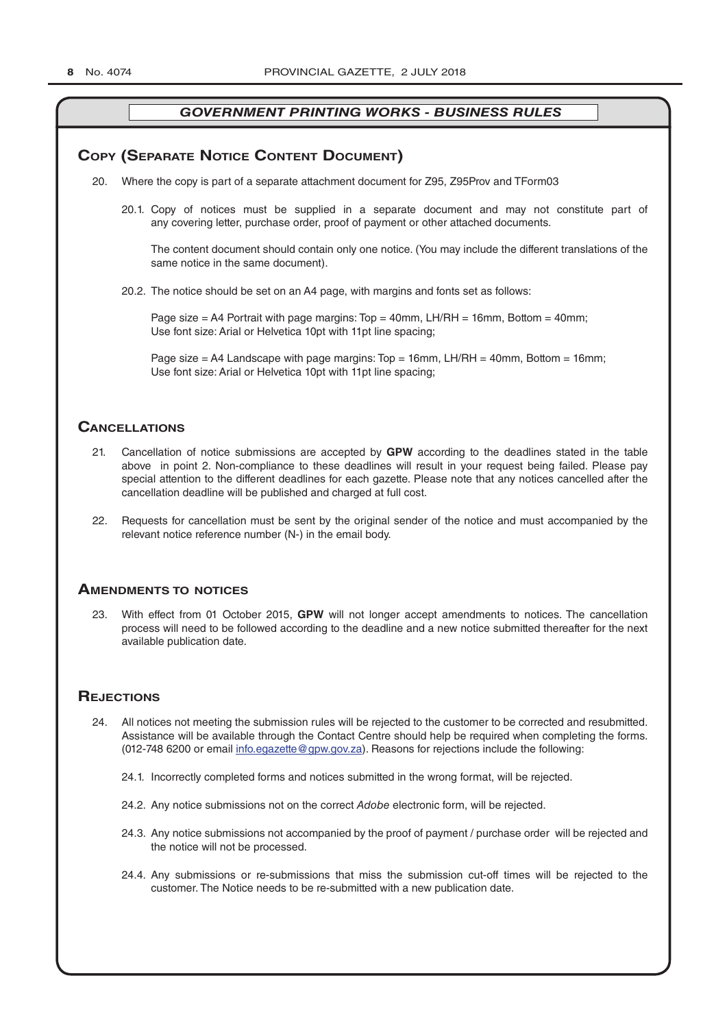## *GOVERNMENT PRINTING WORKS - BUSINESS RULES*

## Copy (Separate Notice Content Document)

20. Where the copy is part of a separate attachment document for Z95, Z95Prov and TForm03

    20.1. Copy of notices must be supplied in a separate document and may not constitute part of any covering letter, purchase order, proof of payment or other attached documents.

    The content document should contain only one notice. (You may include the different translations of the same notice in the same document).

    20.2. The notice should be set on an A4 page, with margins and fonts set as follows:

    Page size = A4 Portrait with page margins: Top = 40mm, LH/RH = 16mm, Bottom = 40mm;
    Use font size: Arial or Helvetica 10pt with 11pt line spacing;

    Page size = A4 Landscape with page margins: Top = 16mm, LH/RH = 40mm, Bottom = 16mm;
    Use font size: Arial or Helvetica 10pt with 11pt line spacing;

## Cancellations

21. Cancellation of notice submissions are accepted by **GPW** according to the deadlines stated in the table above in point 2. Non-compliance to these deadlines will result in your request being failed. Please pay special attention to the different deadlines for each gazette. Please note that any notices cancelled after the cancellation deadline will be published and charged at full cost.

22. Requests for cancellation must be sent by the original sender of the notice and must accompanied by the relevant notice reference number (N-) in the email body.

## Amendments to notices

23. With effect from 01 October 2015, **GPW** will not longer accept amendments to notices. The cancellation process will need to be followed according to the deadline and a new notice submitted thereafter for the next available publication date.

## Rejections

24. All notices not meeting the submission rules will be rejected to the customer to be corrected and resubmitted. Assistance will be available through the Contact Centre should help be required when completing the forms. (012-748 6200 or email info.egazette@gpw.gov.za). Reasons for rejections include the following:

    24.1. Incorrectly completed forms and notices submitted in the wrong format, will be rejected.

    24.2. Any notice submissions not on the correct *Adobe* electronic form, will be rejected.

    24.3. Any notice submissions not accompanied by the proof of payment / purchase order will be rejected and the notice will not be processed.

    24.4. Any submissions or re-submissions that miss the submission cut-off times will be rejected to the customer. The Notice needs to be re-submitted with a new publication date.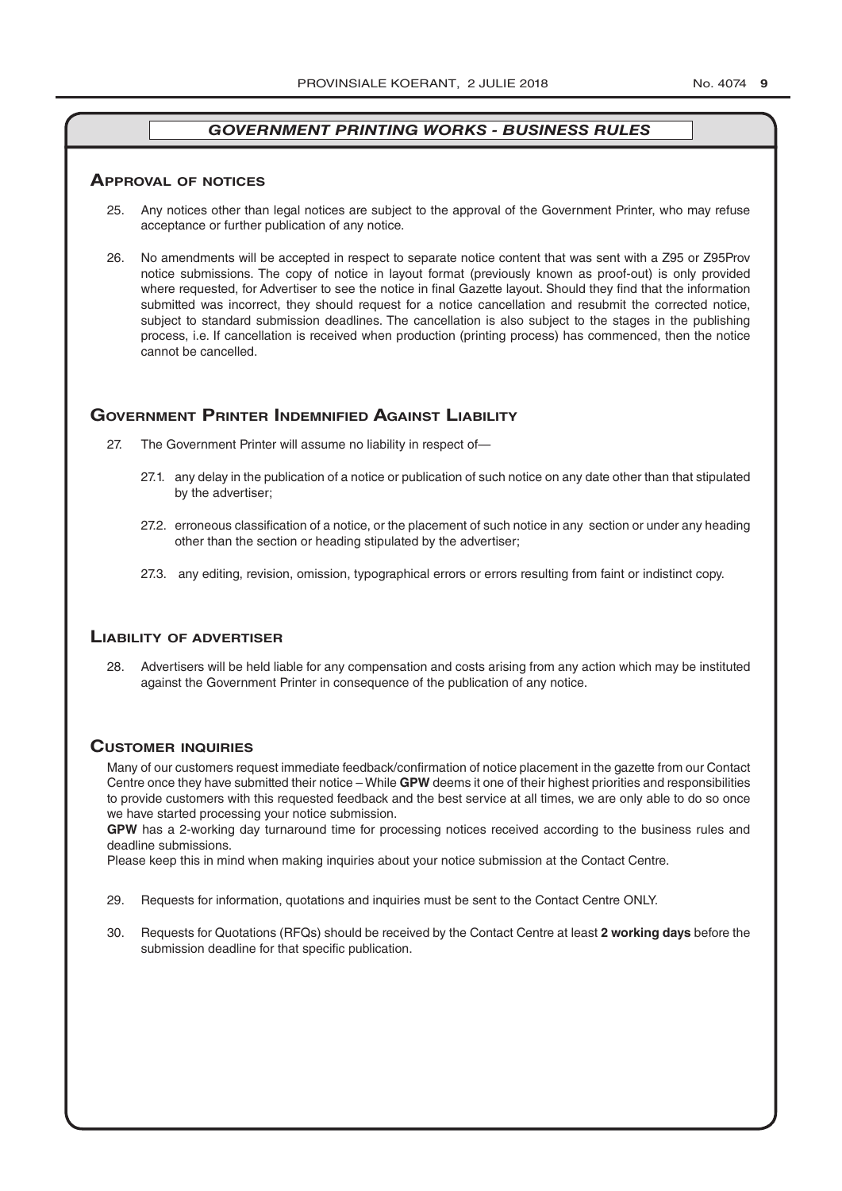## *GOVERNMENT PRINTING WORKS - BUSINESS RULES*

### Approval of notices

25. Any notices other than legal notices are subject to the approval of the Government Printer, who may refuse acceptance or further publication of any notice.

26. No amendments will be accepted in respect to separate notice content that was sent with a Z95 or Z95Prov notice submissions. The copy of notice in layout format (previously known as proof-out) is only provided where requested, for Advertiser to see the notice in final Gazette layout. Should they find that the information submitted was incorrect, they should request for a notice cancellation and resubmit the corrected notice, subject to standard submission deadlines. The cancellation is also subject to the stages in the publishing process, i.e. If cancellation is received when production (printing process) has commenced, then the notice cannot be cancelled.

### Government Printer Indemnified Against Liability

27. The Government Printer will assume no liability in respect of—

    27.1. any delay in the publication of a notice or publication of such notice on any date other than that stipulated by the advertiser;

    27.2. erroneous classification of a notice, or the placement of such notice in any section or under any heading other than the section or heading stipulated by the advertiser;

    27.3. any editing, revision, omission, typographical errors or errors resulting from faint or indistinct copy.

### Liability of advertiser

28. Advertisers will be held liable for any compensation and costs arising from any action which may be instituted against the Government Printer in consequence of the publication of any notice.

### Customer inquiries

Many of our customers request immediate feedback/confirmation of notice placement in the gazette from our Contact Centre once they have submitted their notice – While **GPW** deems it one of their highest priorities and responsibilities to provide customers with this requested feedback and the best service at all times, we are only able to do so once we have started processing your notice submission.

**GPW** has a 2-working day turnaround time for processing notices received according to the business rules and deadline submissions.

Please keep this in mind when making inquiries about your notice submission at the Contact Centre.

29. Requests for information, quotations and inquiries must be sent to the Contact Centre ONLY.

30. Requests for Quotations (RFQs) should be received by the Contact Centre at least **2 working days** before the submission deadline for that specific publication.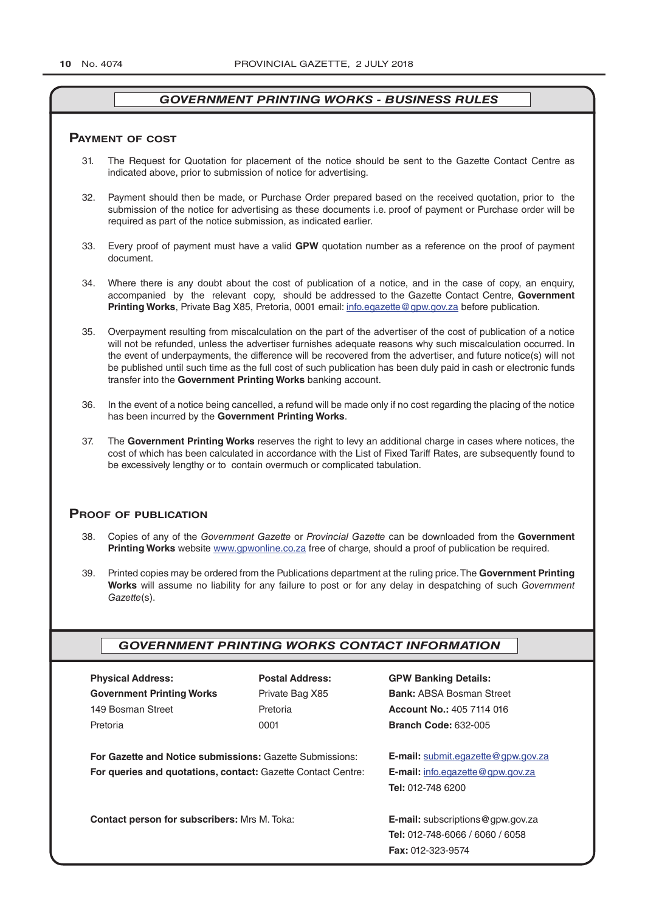## *GOVERNMENT PRINTING WORKS - BUSINESS RULES*

### Payment of cost

31. The Request for Quotation for placement of the notice should be sent to the Gazette Contact Centre as indicated above, prior to submission of notice for advertising.

32. Payment should then be made, or Purchase Order prepared based on the received quotation, prior to the submission of the notice for advertising as these documents i.e. proof of payment or Purchase order will be required as part of the notice submission, as indicated earlier.

33. Every proof of payment must have a valid **GPW** quotation number as a reference on the proof of payment document.

34. Where there is any doubt about the cost of publication of a notice, and in the case of copy, an enquiry, accompanied by the relevant copy, should be addressed to the Gazette Contact Centre, **Government Printing Works**, Private Bag X85, Pretoria, 0001 email: info.egazette@gpw.gov.za before publication.

35. Overpayment resulting from miscalculation on the part of the advertiser of the cost of publication of a notice will not be refunded, unless the advertiser furnishes adequate reasons why such miscalculation occurred. In the event of underpayments, the difference will be recovered from the advertiser, and future notice(s) will not be published until such time as the full cost of such publication has been duly paid in cash or electronic funds transfer into the **Government Printing Works** banking account.

36. In the event of a notice being cancelled, a refund will be made only if no cost regarding the placing of the notice has been incurred by the **Government Printing Works**.

37. The **Government Printing Works** reserves the right to levy an additional charge in cases where notices, the cost of which has been calculated in accordance with the List of Fixed Tariff Rates, are subsequently found to be excessively lengthy or to contain overmuch or complicated tabulation.

### Proof of publication

38. Copies of any of the *Government Gazette* or *Provincial Gazette* can be downloaded from the **Government Printing Works** website www.gpwonline.co.za free of charge, should a proof of publication be required.

39. Printed copies may be ordered from the Publications department at the ruling price. The **Government Printing Works** will assume no liability for any failure to post or for any delay in despatching of such *Government Gazette*(s).

## *GOVERNMENT PRINTING WORKS CONTACT INFORMATION*

**Physical Address:**
**Government Printing Works**
149 Bosman Street
Pretoria

**Postal Address:**
Private Bag X85
Pretoria
0001

**GPW Banking Details:**
**Bank:** ABSA Bosman Street
**Account No.:** 405 7114 016
**Branch Code:** 632-005

**For Gazette and Notice submissions:** Gazette Submissions: **E-mail:** submit.egazette@gpw.gov.za

**For queries and quotations, contact:** Gazette Contact Centre: **E-mail:** info.egazette@gpw.gov.za
**Tel:** 012-748 6200

**Contact person for subscribers:** Mrs M. Toka: **E-mail:** subscriptions@gpw.gov.za
**Tel:** 012-748-6066 / 6060 / 6058
**Fax:** 012-323-9574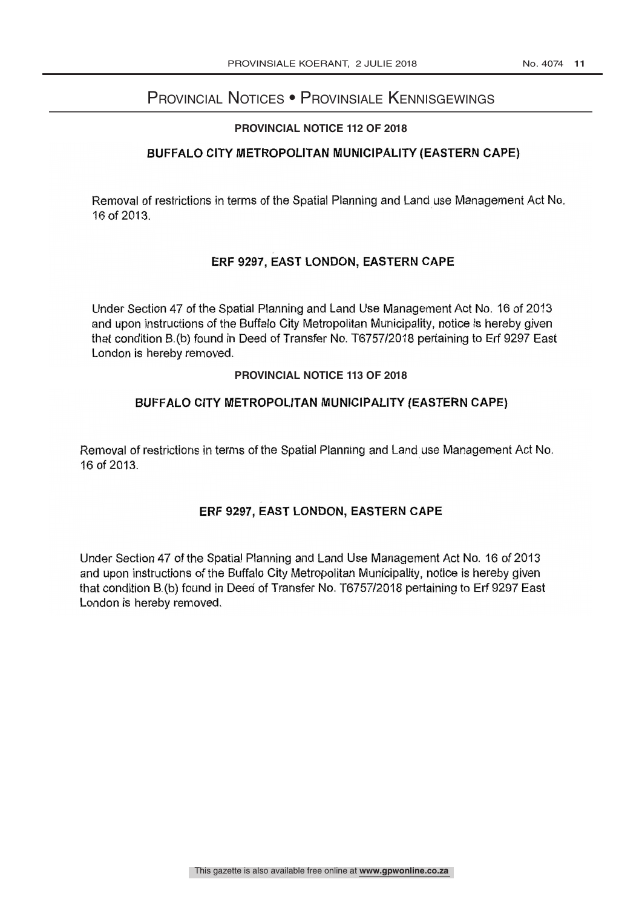# Provincial Notices • Provinsiale Kennisgewings

## PROVINCIAL NOTICE 112 OF 2018

### BUFFALO CITY METROPOLITAN MUNICIPALITY (EASTERN CAPE)

Removal of restrictions in terms of the Spatial Planning and Land use Management Act No. 16 of 2013.

### ERF 9297, EAST LONDON, EASTERN CAPE

Under Section 47 of the Spatial Planning and Land Use Management Act No. 16 of 2013 and upon instructions of the Buffalo City Metropolitan Municipality, notice is hereby given that condition B.(b) found in Deed of Transfer No. T6757/2018 pertaining to Erf 9297 East London is hereby removed.

## PROVINCIAL NOTICE 113 OF 2018

### BUFFALO CITY METROPOLITAN MUNICIPALITY (EASTERN CAPE)

Removal of restrictions in terms of the Spatial Planning and Land use Management Act No. 16 of 2013.

### ERF 9297, EAST LONDON, EASTERN CAPE

Under Section 47 of the Spatial Planning and Land Use Management Act No. 16 of 2013 and upon instructions of the Buffalo City Metropolitan Municipality, notice is hereby given that condition B.(b) found in Deed of Transfer No. T6757/2018 pertaining to Erf 9297 East London is hereby removed.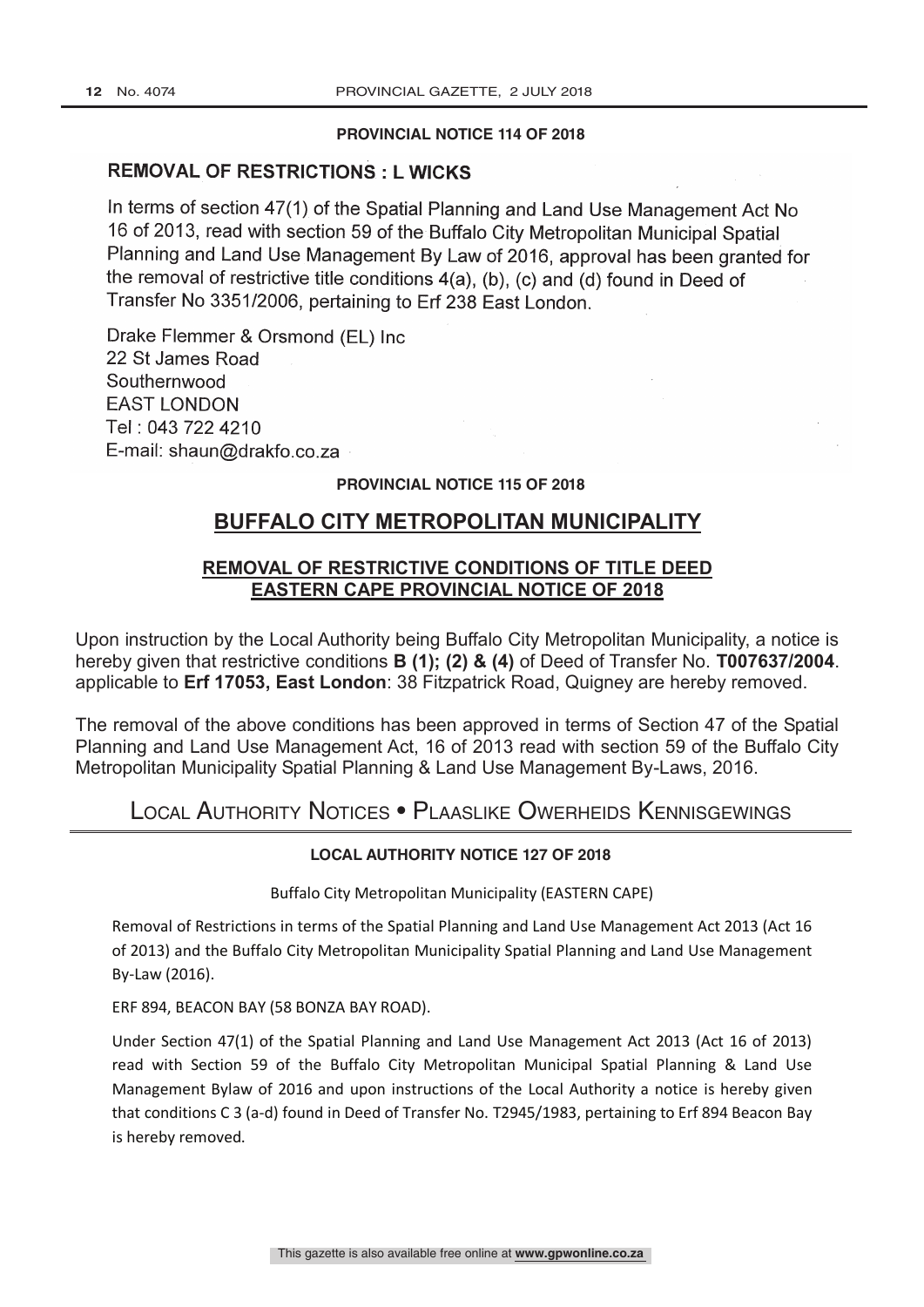**PROVINCIAL NOTICE 114 OF 2018**

## REMOVAL OF RESTRICTIONS : L WICKS

In terms of section 47(1) of the Spatial Planning and Land Use Management Act No 16 of 2013, read with section 59 of the Buffalo City Metropolitan Municipal Spatial Planning and Land Use Management By Law of 2016, approval has been granted for the removal of restrictive title conditions 4(a), (b), (c) and (d) found in Deed of Transfer No 3351/2006, pertaining to Erf 238 East London.

Drake Flemmer & Orsmond (EL) Inc
22 St James Road
Southernwood
EAST LONDON
Tel : 043 722 4210
E-mail: shaun@drakfo.co.za

**PROVINCIAL NOTICE 115 OF 2018**

## BUFFALO CITY METROPOLITAN MUNICIPALITY

### REMOVAL OF RESTRICTIVE CONDITIONS OF TITLE DEED EASTERN CAPE PROVINCIAL NOTICE OF 2018

Upon instruction by the Local Authority being Buffalo City Metropolitan Municipality, a notice is hereby given that restrictive conditions **B (1); (2) & (4)** of Deed of Transfer No. **T007637/2004**. applicable to **Erf 17053, East London**: 38 Fitzpatrick Road, Quigney are hereby removed.

The removal of the above conditions has been approved in terms of Section 47 of the Spatial Planning and Land Use Management Act, 16 of 2013 read with section 59 of the Buffalo City Metropolitan Municipality Spatial Planning & Land Use Management By-Laws, 2016.

# Local Authority Notices • Plaaslike Owerheids Kennisgewings

**LOCAL AUTHORITY NOTICE 127 OF 2018**

Buffalo City Metropolitan Municipality (EASTERN CAPE)

Removal of Restrictions in terms of the Spatial Planning and Land Use Management Act 2013 (Act 16 of 2013) and the Buffalo City Metropolitan Municipality Spatial Planning and Land Use Management By-Law (2016).

ERF 894, BEACON BAY (58 BONZA BAY ROAD).

Under Section 47(1) of the Spatial Planning and Land Use Management Act 2013 (Act 16 of 2013) read with Section 59 of the Buffalo City Metropolitan Municipal Spatial Planning & Land Use Management Bylaw of 2016 and upon instructions of the Local Authority a notice is hereby given that conditions C 3 (a-d) found in Deed of Transfer No. T2945/1983, pertaining to Erf 894 Beacon Bay is hereby removed.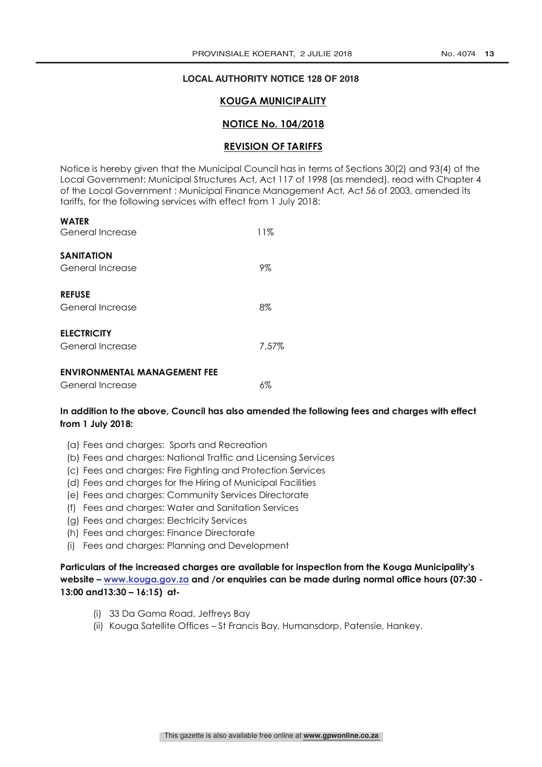**LOCAL AUTHORITY NOTICE 128 OF 2018**

## KOUGA MUNICIPALITY

### NOTICE No. 104/2018

### REVISION OF TARIFFS

Notice is hereby given that the Municipal Council has in terms of Sections 30(2) and 93(4) of the Local Government: Municipal Structures Act, Act 117 of 1998 (as mended), read with Chapter 4 of the Local Government : Municipal Finance Management Act, Act 56 of 2003, amended its tariffs, for the following services with effect from 1 July 2018:

**WATER**
General Increase 11%

**SANITATION**
General Increase 9%

**REFUSE**
General Increase 8%

**ELECTRICITY**
General Increase 7,57%

**ENVIRONMENTAL MANAGEMENT FEE**
General Increase 6%

**In addition to the above, Council has also amended the following fees and charges with effect from 1 July 2018:**

(a) Fees and charges: Sports and Recreation
(b) Fees and charges: National Traffic and Licensing Services
(c) Fees and charges: Fire Fighting and Protection Services
(d) Fees and charges for the Hiring of Municipal Facilities
(e) Fees and charges: Community Services Directorate
(f) Fees and charges: Water and Sanitation Services
(g) Fees and charges: Electricity Services
(h) Fees and charges: Finance Directorate
(i) Fees and charges: Planning and Development

**Particulars of the increased charges are available for inspection from the Kouga Municipality's website – [www.kouga.gov.za](http://www.kouga.gov.za) and /or enquiries can be made during normal office hours (07:30 - 13:00 and13:30 – 16:15) at-**

(i) 33 Da Gama Road, Jeffreys Bay
(ii) Kouga Satellite Offices – St Francis Bay, Humansdorp, Patensie, Hankey.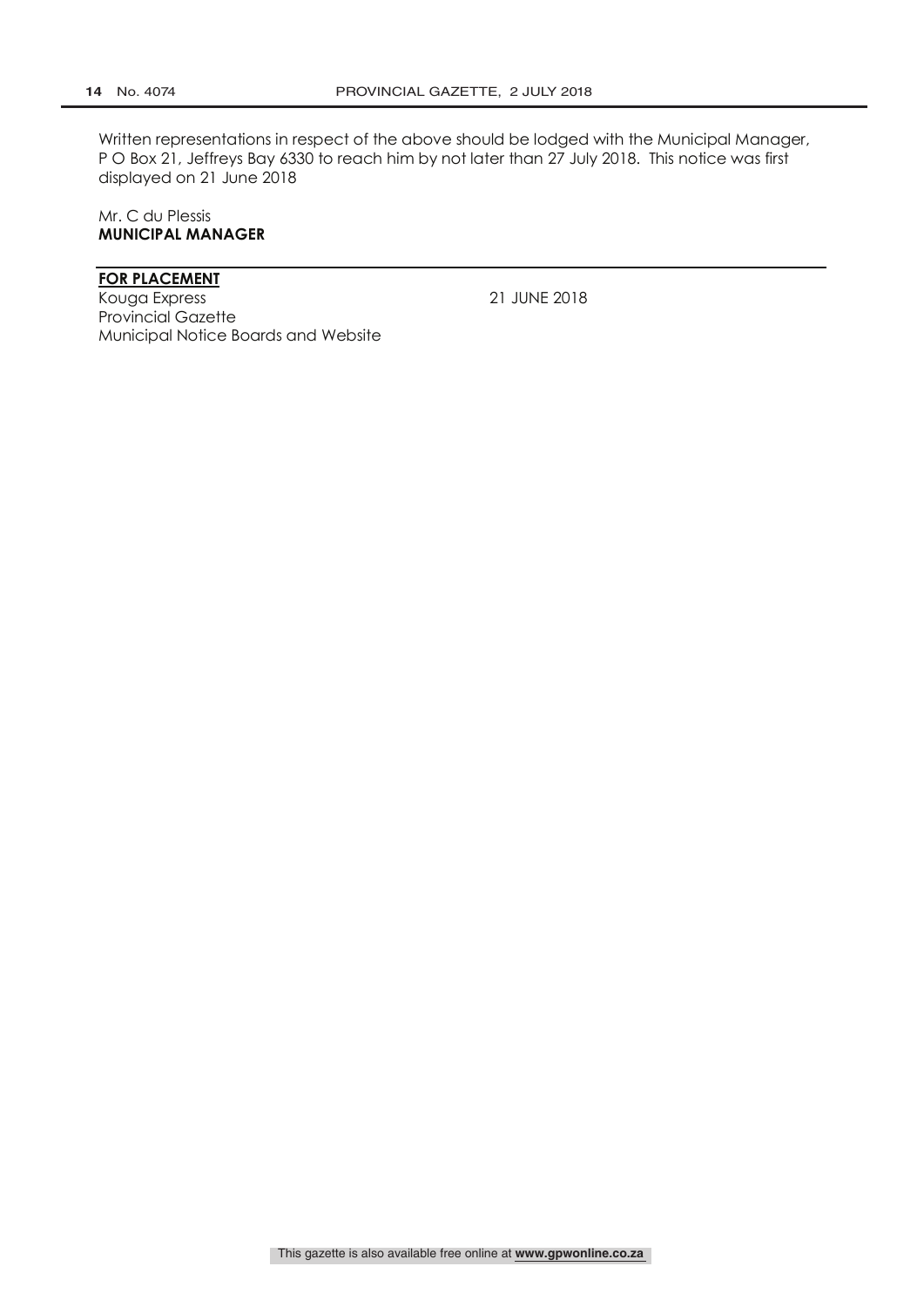Written representations in respect of the above should be lodged with the Municipal Manager, P O Box 21, Jeffreys Bay 6330 to reach him by not later than 27 July 2018. This notice was first displayed on 21 June 2018

Mr. C du Plessis
**MUNICIPAL MANAGER**

---

**FOR PLACEMENT**

Kouga Express — 21 JUNE 2018
Provincial Gazette
Municipal Notice Boards and Website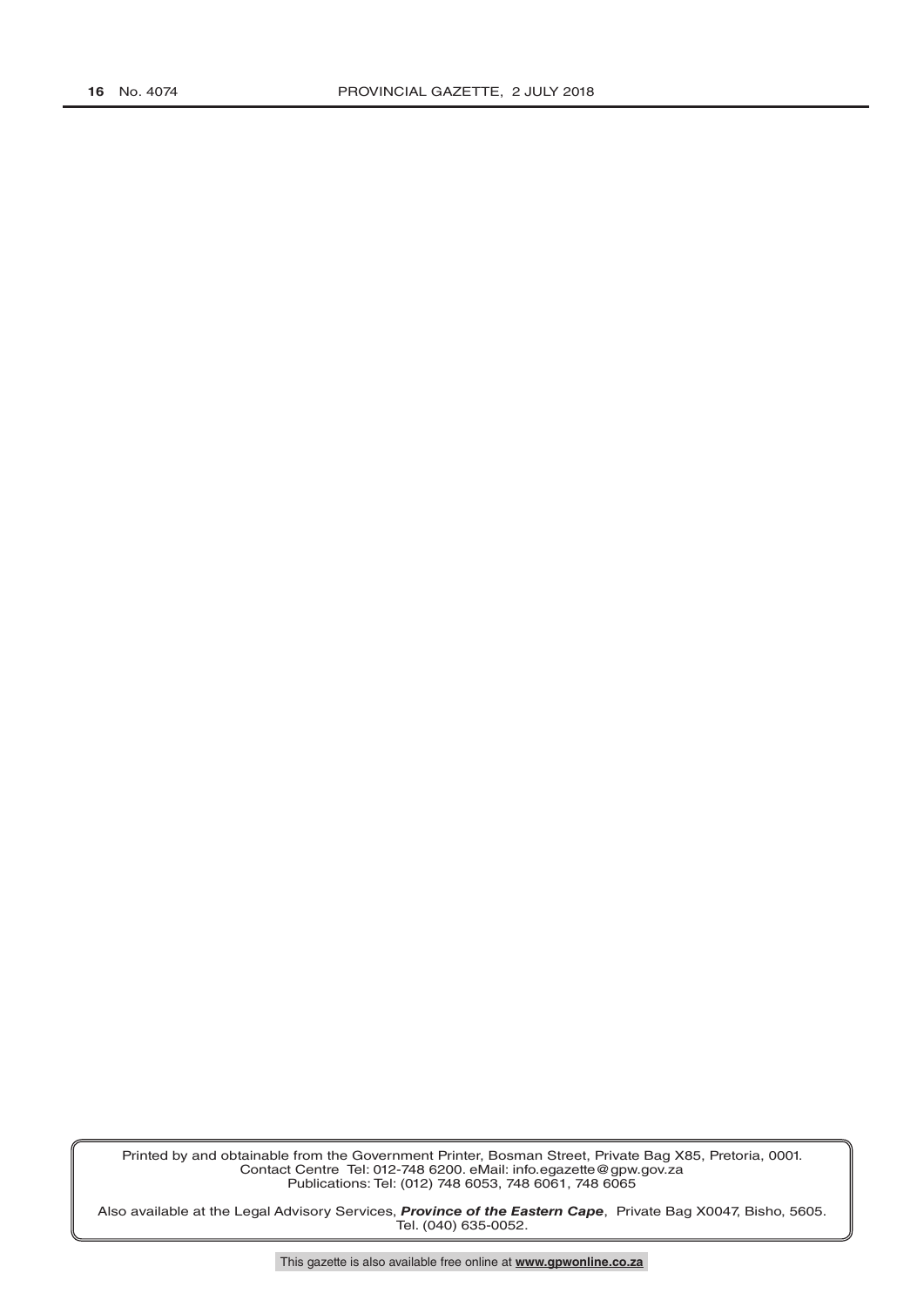Printed by and obtainable from the Government Printer, Bosman Street, Private Bag X85, Pretoria, 0001.
Contact Centre Tel: 012-748 6200. eMail: info.egazette@gpw.gov.za
Publications: Tel: (012) 748 6053, 748 6061, 748 6065

Also available at the Legal Advisory Services, ***Province of the Eastern Cape***, Private Bag X0047, Bisho, 5605.
Tel. (040) 635-0052.

This gazette is also available free online at **www.gpwonline.co.za**